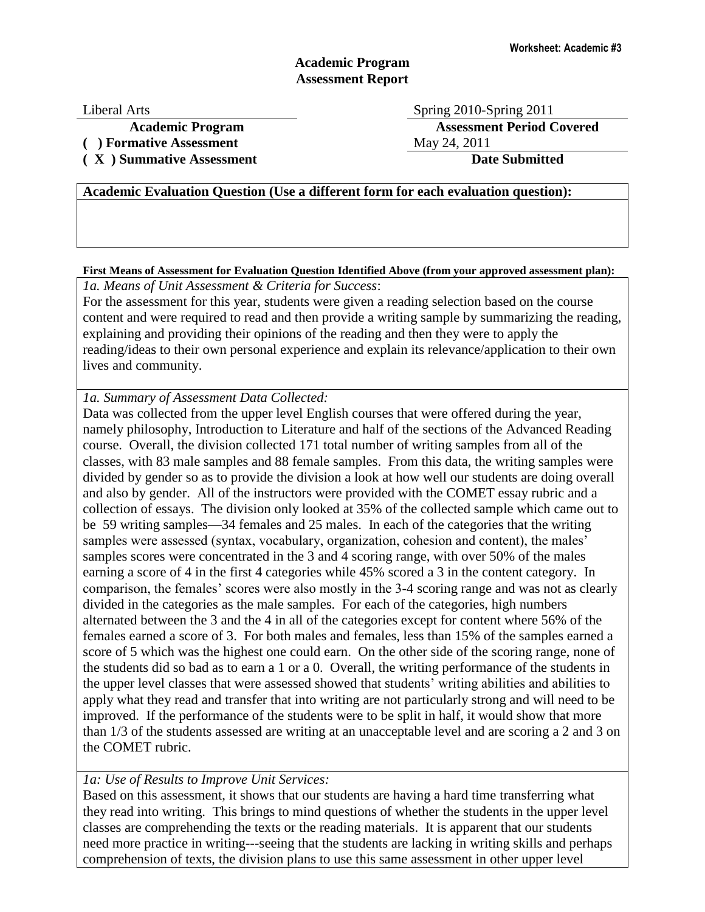Worksheet: Academic #3

# Academic Program Assessment Report

| Liberal Arts | Spring 2010-Spring 2011 |
|---|---|
| **Academic Program** | **Assessment Period Covered** |
| **( ) Formative Assessment** | May 24, 2011 |
| **( X ) Summative Assessment** | **Date Submitted** |

**Academic Evaluation Question (Use a different form for each evaluation question):**

**First Means of Assessment for Evaluation Question Identified Above (from your approved assessment plan):**

*1a. Means of Unit Assessment & Criteria for Success*:

For the assessment for this year, students were given a reading selection based on the course content and were required to read and then provide a writing sample by summarizing the reading, explaining and providing their opinions of the reading and then they were to apply the reading/ideas to their own personal experience and explain its relevance/application to their own lives and community.

*1a. Summary of Assessment Data Collected:*

Data was collected from the upper level English courses that were offered during the year, namely philosophy, Introduction to Literature and half of the sections of the Advanced Reading course. Overall, the division collected 171 total number of writing samples from all of the classes, with 83 male samples and 88 female samples. From this data, the writing samples were divided by gender so as to provide the division a look at how well our students are doing overall and also by gender. All of the instructors were provided with the COMET essay rubric and a collection of essays. The division only looked at 35% of the collected sample which came out to be 59 writing samples—34 females and 25 males. In each of the categories that the writing samples were assessed (syntax, vocabulary, organization, cohesion and content), the males' samples scores were concentrated in the 3 and 4 scoring range, with over 50% of the males earning a score of 4 in the first 4 categories while 45% scored a 3 in the content category. In comparison, the females' scores were also mostly in the 3-4 scoring range and was not as clearly divided in the categories as the male samples. For each of the categories, high numbers alternated between the 3 and the 4 in all of the categories except for content where 56% of the females earned a score of 3. For both males and females, less than 15% of the samples earned a score of 5 which was the highest one could earn. On the other side of the scoring range, none of the students did so bad as to earn a 1 or a 0. Overall, the writing performance of the students in the upper level classes that were assessed showed that students' writing abilities and abilities to apply what they read and transfer that into writing are not particularly strong and will need to be improved. If the performance of the students were to be split in half, it would show that more than 1/3 of the students assessed are writing at an unacceptable level and are scoring a 2 and 3 on the COMET rubric.

*1a: Use of Results to Improve Unit Services:*

Based on this assessment, it shows that our students are having a hard time transferring what they read into writing. This brings to mind questions of whether the students in the upper level classes are comprehending the texts or the reading materials. It is apparent that our students need more practice in writing---seeing that the students are lacking in writing skills and perhaps comprehension of texts, the division plans to use this same assessment in other upper level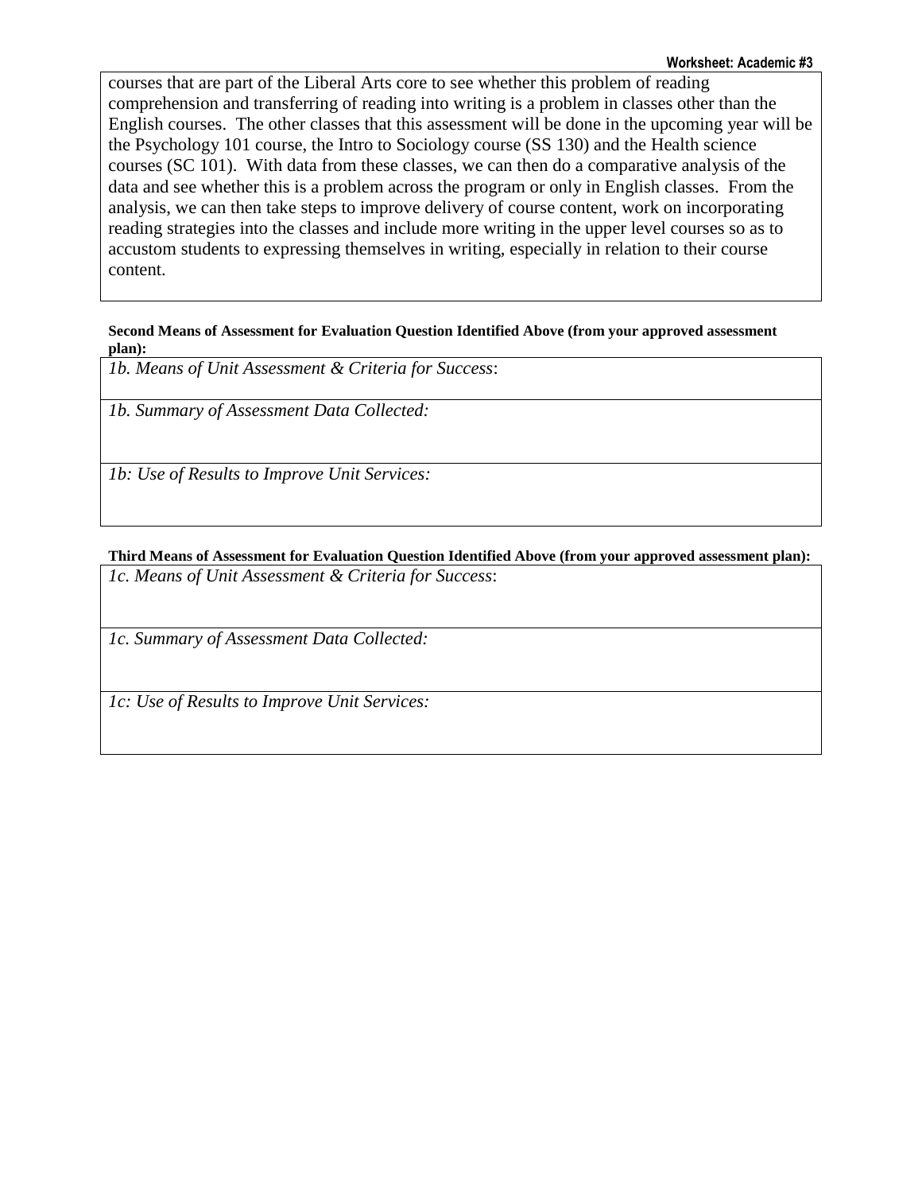courses that are part of the Liberal Arts core to see whether this problem of reading comprehension and transferring of reading into writing is a problem in classes other than the English courses. The other classes that this assessment will be done in the upcoming year will be the Psychology 101 course, the Intro to Sociology course (SS 130) and the Health science courses (SC 101). With data from these classes, we can then do a comparative analysis of the data and see whether this is a problem across the program or only in English classes. From the analysis, we can then take steps to improve delivery of course content, work on incorporating reading strategies into the classes and include more writing in the upper level courses so as to accustom students to expressing themselves in writing, especially in relation to their course content.

**Second Means of Assessment for Evaluation Question Identified Above (from your approved assessment plan):**

*1b. Means of Unit Assessment & Criteria for Success*:

*1b. Summary of Assessment Data Collected:*

*1b: Use of Results to Improve Unit Services:*

**Third Means of Assessment for Evaluation Question Identified Above (from your approved assessment plan):**

*1c. Means of Unit Assessment & Criteria for Success*:

*1c. Summary of Assessment Data Collected:*

*1c: Use of Results to Improve Unit Services:*